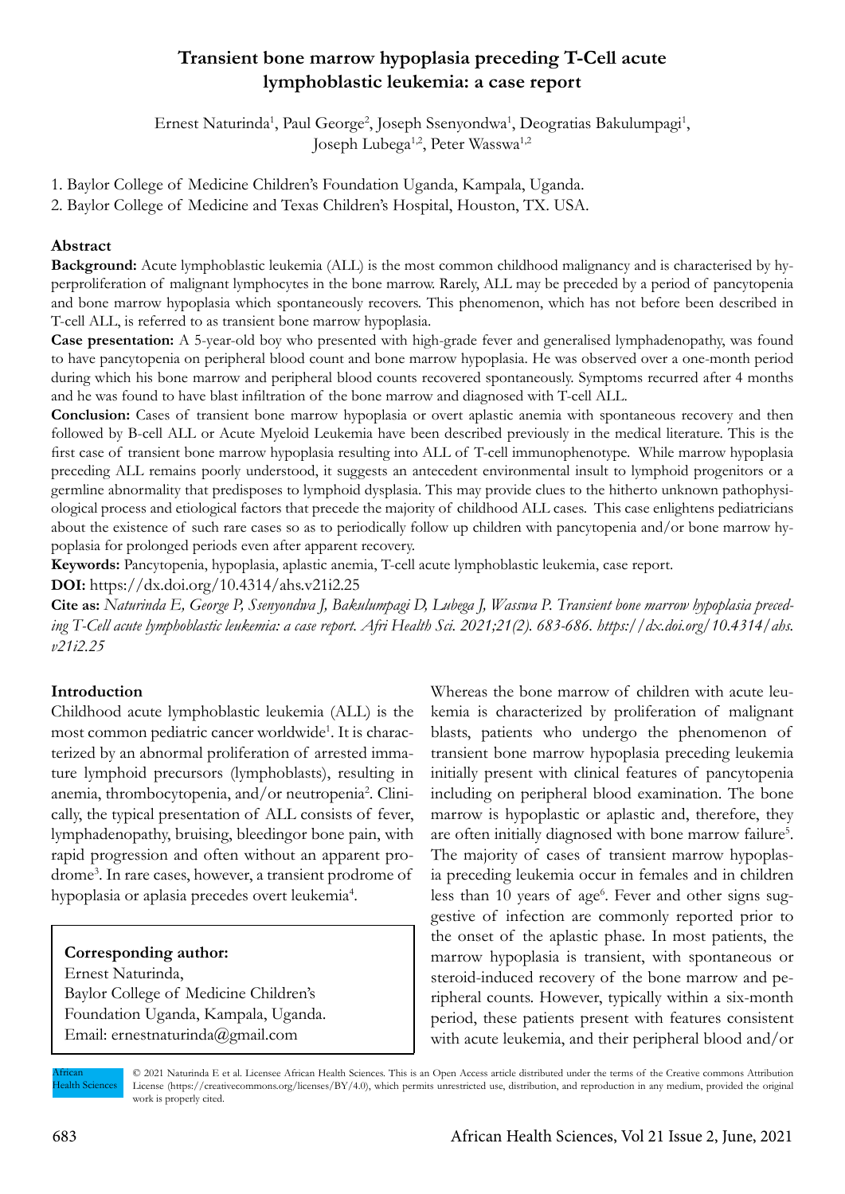# Transient bone marrow hypoplasia preceding T-Cell acute lymphoblastic leukemia: a case report

Ernest Naturinda[1], Paul George[2], Joseph Ssenyondwa[1], Deogratias Bakulumpagi[1], Joseph Lubega[1,2], Peter Wasswa[1,2]

1. Baylor College of Medicine Children's Foundation Uganda, Kampala, Uganda.
2. Baylor College of Medicine and Texas Children's Hospital, Houston, TX. USA.

## Abstract

**Background:** Acute lymphoblastic leukemia (ALL) is the most common childhood malignancy and is characterised by hyperproliferation of malignant lymphocytes in the bone marrow. Rarely, ALL may be preceded by a period of pancytopenia and bone marrow hypoplasia which spontaneously recovers. This phenomenon, which has not before been described in T-cell ALL, is referred to as transient bone marrow hypoplasia.

**Case presentation:** A 5-year-old boy who presented with high-grade fever and generalised lymphadenopathy, was found to have pancytopenia on peripheral blood count and bone marrow hypoplasia. He was observed over a one-month period during which his bone marrow and peripheral blood counts recovered spontaneously. Symptoms recurred after 4 months and he was found to have blast infiltration of the bone marrow and diagnosed with T-cell ALL.

**Conclusion:** Cases of transient bone marrow hypoplasia or overt aplastic anemia with spontaneous recovery and then followed by B-cell ALL or Acute Myeloid Leukemia have been described previously in the medical literature. This is the first case of transient bone marrow hypoplasia resulting into ALL of T-cell immunophenotype. While marrow hypoplasia preceding ALL remains poorly understood, it suggests an antecedent environmental insult to lymphoid progenitors or a germline abnormality that predisposes to lymphoid dysplasia. This may provide clues to the hitherto unknown pathophysiological process and etiological factors that precede the majority of childhood ALL cases. This case enlightens pediatricians about the existence of such rare cases so as to periodically follow up children with pancytopenia and/or bone marrow hypoplasia for prolonged periods even after apparent recovery.

**Keywords:** Pancytopenia, hypoplasia, aplastic anemia, T-cell acute lymphoblastic leukemia, case report.

**DOI:** https://dx.doi.org/10.4314/ahs.v21i2.25

**Cite as:** *Naturinda E, George P, Ssenyondwa J, Bakulumpagi D, Lubega J, Wasswa P. Transient bone marrow hypoplasia preceding T-Cell acute lymphoblastic leukemia: a case report. Afri Health Sci. 2021;21(2). 683-686. https://dx.doi.org/10.4314/ahs.v21i2.25*

## Introduction

Childhood acute lymphoblastic leukemia (ALL) is the most common pediatric cancer worldwide[1]. It is characterized by an abnormal proliferation of arrested immature lymphoid precursors (lymphoblasts), resulting in anemia, thrombocytopenia, and/or neutropenia[2]. Clinically, the typical presentation of ALL consists of fever, lymphadenopathy, bruising, bleedingor bone pain, with rapid progression and often without an apparent prodrome[3]. In rare cases, however, a transient prodrome of hypoplasia or aplasia precedes overt leukemia[4].

**Corresponding author:**
Ernest Naturinda,
Baylor College of Medicine Children's Foundation Uganda, Kampala, Uganda.
Email: ernestnaturinda@gmail.com

Whereas the bone marrow of children with acute leukemia is characterized by proliferation of malignant blasts, patients who undergo the phenomenon of transient bone marrow hypoplasia preceding leukemia initially present with clinical features of pancytopenia including on peripheral blood examination. The bone marrow is hypoplastic or aplastic and, therefore, they are often initially diagnosed with bone marrow failure[5]. The majority of cases of transient marrow hypoplasia preceding leukemia occur in females and in children less than 10 years of age[6]. Fever and other signs suggestive of infection are commonly reported prior to the onset of the aplastic phase. In most patients, the marrow hypoplasia is transient, with spontaneous or steroid-induced recovery of the bone marrow and peripheral counts. However, typically within a six-month period, these patients present with features consistent with acute leukemia, and their peripheral blood and/or

© 2021 Naturinda E et al. Licensee African Health Sciences. This is an Open Access article distributed under the terms of the Creative commons Attribution License (https://creativecommons.org/licenses/BY/4.0), which permits unrestricted use, distribution, and reproduction in any medium, provided the original work is properly cited.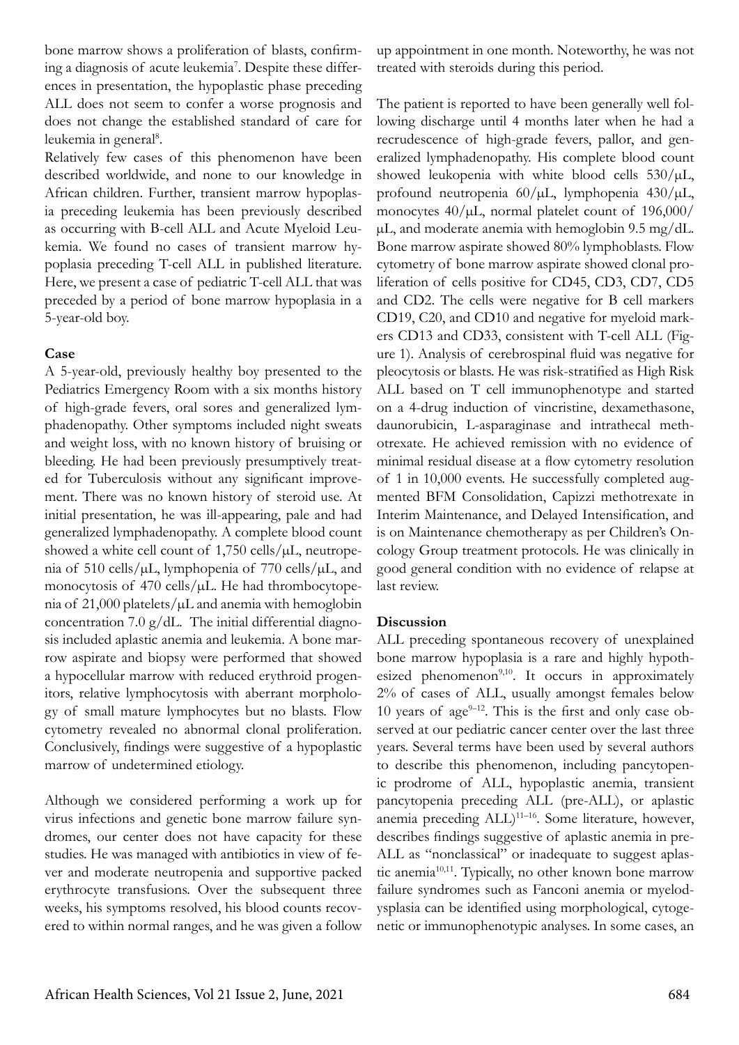bone marrow shows a proliferation of blasts, confirming a diagnosis of acute leukemia[7]. Despite these differences in presentation, the hypoplastic phase preceding ALL does not seem to confer a worse prognosis and does not change the established standard of care for leukemia in general[8].

Relatively few cases of this phenomenon have been described worldwide, and none to our knowledge in African children. Further, transient marrow hypoplasia preceding leukemia has been previously described as occurring with B-cell ALL and Acute Myeloid Leukemia. We found no cases of transient marrow hypoplasia preceding T-cell ALL in published literature. Here, we present a case of pediatric T-cell ALL that was preceded by a period of bone marrow hypoplasia in a 5-year-old boy.

**Case**

A 5-year-old, previously healthy boy presented to the Pediatrics Emergency Room with a six months history of high-grade fevers, oral sores and generalized lymphadenopathy. Other symptoms included night sweats and weight loss, with no known history of bruising or bleeding. He had been previously presumptively treated for Tuberculosis without any significant improvement. There was no known history of steroid use. At initial presentation, he was ill-appearing, pale and had generalized lymphadenopathy. A complete blood count showed a white cell count of 1,750 cells/μL, neutropenia of 510 cells/μL, lymphopenia of 770 cells/μL, and monocytosis of 470 cells/μL. He had thrombocytopenia of 21,000 platelets/μL and anemia with hemoglobin concentration 7.0 g/dL. The initial differential diagnosis included aplastic anemia and leukemia. A bone marrow aspirate and biopsy were performed that showed a hypocellular marrow with reduced erythroid progenitors, relative lymphocytosis with aberrant morphology of small mature lymphocytes but no blasts. Flow cytometry revealed no abnormal clonal proliferation. Conclusively, findings were suggestive of a hypoplastic marrow of undetermined etiology.

Although we considered performing a work up for virus infections and genetic bone marrow failure syndromes, our center does not have capacity for these studies. He was managed with antibiotics in view of fever and moderate neutropenia and supportive packed erythrocyte transfusions. Over the subsequent three weeks, his symptoms resolved, his blood counts recovered to within normal ranges, and he was given a follow up appointment in one month. Noteworthy, he was not treated with steroids during this period.

The patient is reported to have been generally well following discharge until 4 months later when he had a recrudescence of high-grade fevers, pallor, and generalized lymphadenopathy. His complete blood count showed leukopenia with white blood cells 530/μL, profound neutropenia 60/μL, lymphopenia 430/μL, monocytes 40/μL, normal platelet count of 196,000/μL, and moderate anemia with hemoglobin 9.5 mg/dL. Bone marrow aspirate showed 80% lymphoblasts. Flow cytometry of bone marrow aspirate showed clonal proliferation of cells positive for CD45, CD3, CD7, CD5 and CD2. The cells were negative for B cell markers CD19, C20, and CD10 and negative for myeloid markers CD13 and CD33, consistent with T-cell ALL (Figure 1). Analysis of cerebrospinal fluid was negative for pleocytosis or blasts. He was risk-stratified as High Risk ALL based on T cell immunophenotype and started on a 4-drug induction of vincristine, dexamethasone, daunorubicin, L-asparaginase and intrathecal methotrexate. He achieved remission with no evidence of minimal residual disease at a flow cytometry resolution of 1 in 10,000 events. He successfully completed augmented BFM Consolidation, Capizzi methotrexate in Interim Maintenance, and Delayed Intensification, and is on Maintenance chemotherapy as per Children's Oncology Group treatment protocols. He was clinically in good general condition with no evidence of relapse at last review.

**Discussion**

ALL preceding spontaneous recovery of unexplained bone marrow hypoplasia is a rare and highly hypothesized phenomenon[9,10]. It occurs in approximately 2% of cases of ALL, usually amongst females below 10 years of age[9–12]. This is the first and only case observed at our pediatric cancer center over the last three years. Several terms have been used by several authors to describe this phenomenon, including pancytopenic prodrome of ALL, hypoplastic anemia, transient pancytopenia preceding ALL (pre-ALL), or aplastic anemia preceding ALL)[11–16]. Some literature, however, describes findings suggestive of aplastic anemia in pre-ALL as "nonclassical" or inadequate to suggest aplastic anemia[10,11]. Typically, no other known bone marrow failure syndromes such as Fanconi anemia or myelodysplasia can be identified using morphological, cytogenetic or immunophenotypic analyses. In some cases, an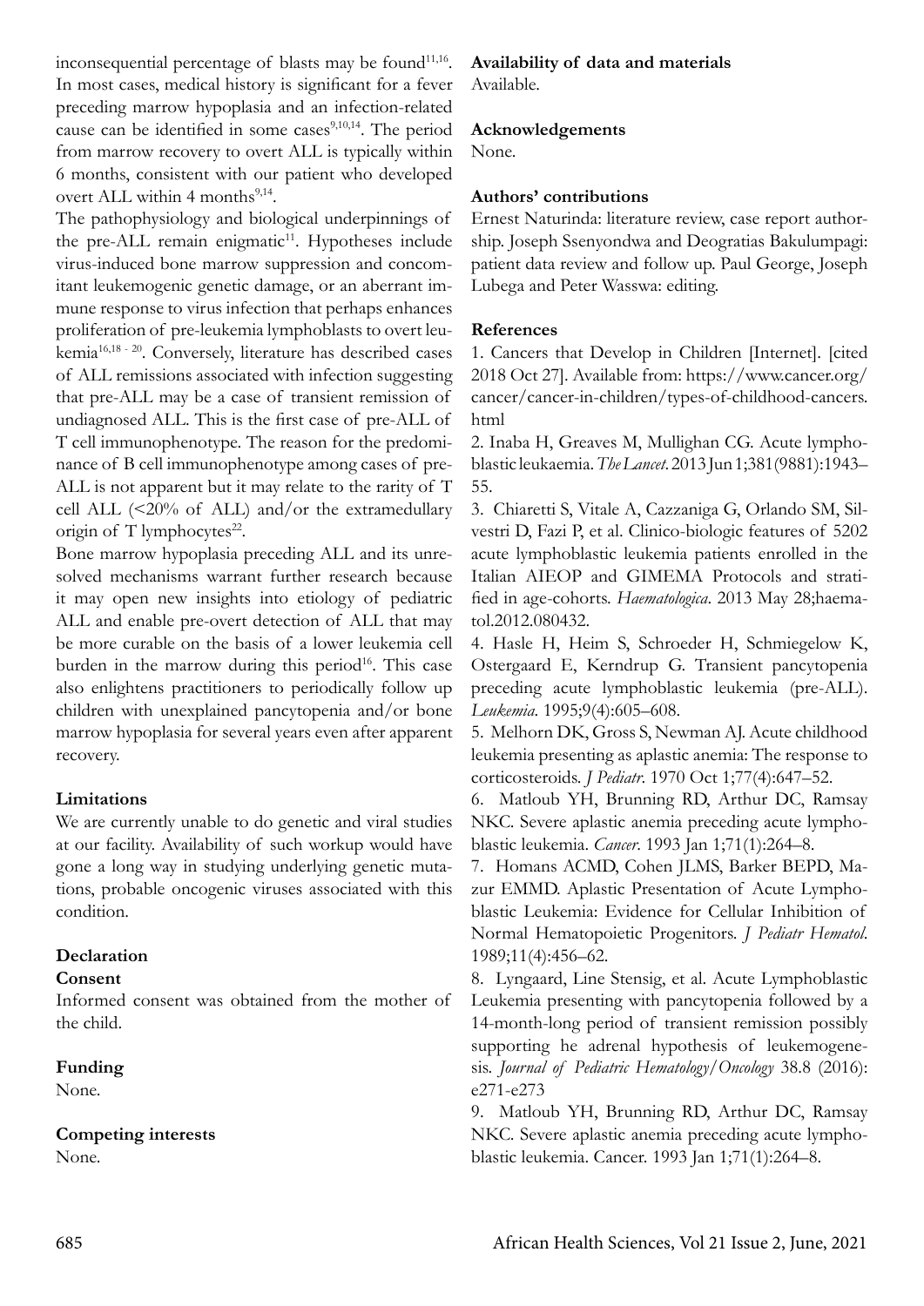inconsequential percentage of blasts may be found[11,16]. In most cases, medical history is significant for a fever preceding marrow hypoplasia and an infection-related cause can be identified in some cases[9,10,14]. The period from marrow recovery to overt ALL is typically within 6 months, consistent with our patient who developed overt ALL within 4 months[9,14].

The pathophysiology and biological underpinnings of the pre-ALL remain enigmatic[11]. Hypotheses include virus-induced bone marrow suppression and concomitant leukemogenic genetic damage, or an aberrant immune response to virus infection that perhaps enhances proliferation of pre-leukemia lymphoblasts to overt leukemia[16,18 - 20]. Conversely, literature has described cases of ALL remissions associated with infection suggesting that pre-ALL may be a case of transient remission of undiagnosed ALL. This is the first case of pre-ALL of T cell immunophenotype. The reason for the predominance of B cell immunophenotype among cases of pre-ALL is not apparent but it may relate to the rarity of T cell ALL (<20% of ALL) and/or the extramedullary origin of T lymphocytes[22].

Bone marrow hypoplasia preceding ALL and its unresolved mechanisms warrant further research because it may open new insights into etiology of pediatric ALL and enable pre-overt detection of ALL that may be more curable on the basis of a lower leukemia cell burden in the marrow during this period[16]. This case also enlightens practitioners to periodically follow up children with unexplained pancytopenia and/or bone marrow hypoplasia for several years even after apparent recovery.

## Limitations

We are currently unable to do genetic and viral studies at our facility. Availability of such workup would have gone a long way in studying underlying genetic mutations, probable oncogenic viruses associated with this condition.

## Declaration

### Consent

Informed consent was obtained from the mother of the child.

### Funding

None.

### Competing interests

None.

### Availability of data and materials

Available.

### Acknowledgements

None.

### Authors' contributions

Ernest Naturinda: literature review, case report authorship. Joseph Ssenyondwa and Deogratias Bakulumpagi: patient data review and follow up. Paul George, Joseph Lubega and Peter Wasswa: editing.

## References

1. Cancers that Develop in Children [Internet]. [cited 2018 Oct 27]. Available from: https://www.cancer.org/cancer/cancer-in-children/types-of-childhood-cancers.html
2. Inaba H, Greaves M, Mullighan CG. Acute lymphoblastic leukaemia. *The Lancet*. 2013 Jun 1;381(9881):1943–55.
3. Chiaretti S, Vitale A, Cazzaniga G, Orlando SM, Silvestri D, Fazi P, et al. Clinico-biologic features of 5202 acute lymphoblastic leukemia patients enrolled in the Italian AIEOP and GIMEMA Protocols and stratified in age-cohorts. *Haematologica*. 2013 May 28;haematol.2012.080432.
4. Hasle H, Heim S, Schroeder H, Schmiegelow K, Ostergaard E, Kerndrup G. Transient pancytopenia preceding acute lymphoblastic leukemia (pre-ALL). *Leukemia*. 1995;9(4):605–608.
5. Melhorn DK, Gross S, Newman AJ. Acute childhood leukemia presenting as aplastic anemia: The response to corticosteroids. *J Pediatr*. 1970 Oct 1;77(4):647–52.
6. Matloub YH, Brunning RD, Arthur DC, Ramsay NKC. Severe aplastic anemia preceding acute lymphoblastic leukemia. *Cancer*. 1993 Jan 1;71(1):264–8.
7. Homans ACMD, Cohen JLMS, Barker BEPD, Mazur EMMD. Aplastic Presentation of Acute Lymphoblastic Leukemia: Evidence for Cellular Inhibition of Normal Hematopoietic Progenitors. *J Pediatr Hematol*. 1989;11(4):456–62.
8. Lyngaard, Line Stensig, et al. Acute Lymphoblastic Leukemia presenting with pancytopenia followed by a 14-month-long period of transient remission possibly supporting he adrenal hypothesis of leukemogenesis. *Journal of Pediatric Hematology/Oncology* 38.8 (2016): e271-e273
9. Matloub YH, Brunning RD, Arthur DC, Ramsay NKC. Severe aplastic anemia preceding acute lymphoblastic leukemia. Cancer. 1993 Jan 1;71(1):264–8.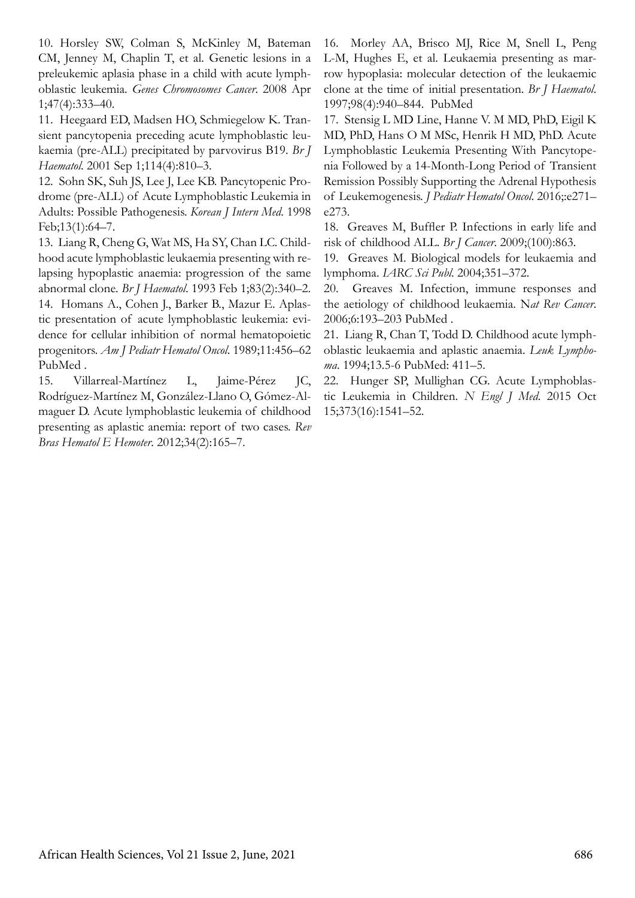10. Horsley SW, Colman S, McKinley M, Bateman CM, Jenney M, Chaplin T, et al. Genetic lesions in a preleukemic aplasia phase in a child with acute lymphoblastic leukemia. *Genes Chromosomes Cancer*. 2008 Apr 1;47(4):333–40.

11. Heegaard ED, Madsen HO, Schmiegelow K. Transient pancytopenia preceding acute lymphoblastic leukaemia (pre-ALL) precipitated by parvovirus B19. *Br J Haematol*. 2001 Sep 1;114(4):810–3.

12. Sohn SK, Suh JS, Lee J, Lee KB. Pancytopenic Prodrome (pre-ALL) of Acute Lymphoblastic Leukemia in Adults: Possible Pathogenesis. *Korean J Intern Med*. 1998 Feb;13(1):64–7.

13. Liang R, Cheng G, Wat MS, Ha SY, Chan LC. Childhood acute lymphoblastic leukaemia presenting with relapsing hypoplastic anaemia: progression of the same abnormal clone. *Br J Haematol*. 1993 Feb 1;83(2):340–2.

14. Homans A., Cohen J., Barker B., Mazur E. Aplastic presentation of acute lymphoblastic leukemia: evidence for cellular inhibition of normal hematopoietic progenitors. *Am J Pediatr Hematol Oncol*. 1989;11:456–62 PubMed .

15. Villarreal-Martínez L, Jaime-Pérez JC, Rodríguez-Martínez M, González-Llano O, Gómez-Almaguer D. Acute lymphoblastic leukemia of childhood presenting as aplastic anemia: report of two cases. *Rev Bras Hematol E Hemoter*. 2012;34(2):165–7.

16. Morley AA, Brisco MJ, Rice M, Snell L, Peng L-M, Hughes E, et al. Leukaemia presenting as marrow hypoplasia: molecular detection of the leukaemic clone at the time of initial presentation. *Br J Haematol*. 1997;98(4):940–844. PubMed

17. Stensig L MD Line, Hanne V. M MD, PhD, Eigil K MD, PhD, Hans O M MSc, Henrik H MD, PhD. Acute Lymphoblastic Leukemia Presenting With Pancytopenia Followed by a 14-Month-Long Period of Transient Remission Possibly Supporting the Adrenal Hypothesis of Leukemogenesis. *J Pediatr Hematol Oncol*. 2016;:e271–e273.

18. Greaves M, Buffler P. Infections in early life and risk of childhood ALL. *Br J Cancer*. 2009;(100):863.

19. Greaves M. Biological models for leukaemia and lymphoma. *IARC Sci Publ*. 2004;351–372.

20. Greaves M. Infection, immune responses and the aetiology of childhood leukaemia. N*at Rev Cancer*. 2006;6:193–203 PubMed .

21. Liang R, Chan T, Todd D. Childhood acute lymphoblastic leukaemia and aplastic anaemia. *Leuk Lymphoma*. 1994;13.5-6 PubMed: 411–5.

22. Hunger SP, Mullighan CG. Acute Lymphoblastic Leukemia in Children. *N Engl J Med*. 2015 Oct 15;373(16):1541–52.